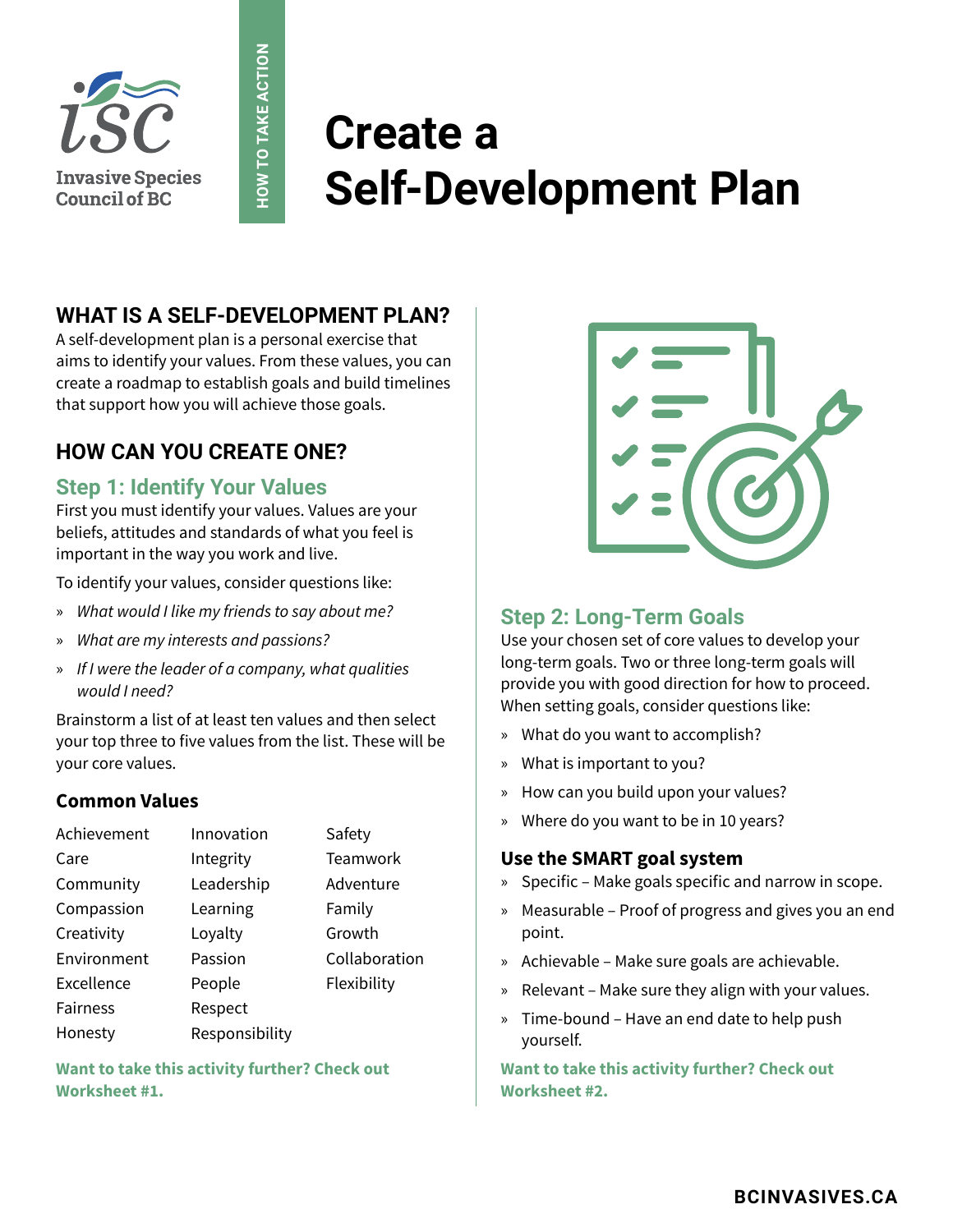Invasive Species Council of BC

HOW TO TAKE ACTION

# Create a Self-Development Plan

## WHAT IS A SELF-DEVELOPMENT PLAN?

A self-development plan is a personal exercise that aims to identify your values. From these values, you can create a roadmap to establish goals and build timelines that support how you will achieve those goals.

## HOW CAN YOU CREATE ONE?

### Step 1: Identify Your Values

First you must identify your values. Values are your beliefs, attitudes and standards of what you feel is important in the way you work and live.

To identify your values, consider questions like:

- *What would I like my friends to say about me?*
- *What are my interests and passions?*
- *If I were the leader of a company, what qualities would I need?*

Brainstorm a list of at least ten values and then select your top three to five values from the list. These will be your core values.

#### Common Values

| | | |
|---|---|---|
| Achievement | Innovation | Safety |
| Care | Integrity | Teamwork |
| Community | Leadership | Adventure |
| Compassion | Learning | Family |
| Creativity | Loyalty | Growth |
| Environment | Passion | Collaboration |
| Excellence | People | Flexibility |
| Fairness | Respect | |
| Honesty | Responsibility | |

**Want to take this activity further? Check out Worksheet #1.**

### Step 2: Long-Term Goals

Use your chosen set of core values to develop your long-term goals. Two or three long-term goals will provide you with good direction for how to proceed. When setting goals, consider questions like:

- What do you want to accomplish?
- What is important to you?
- How can you build upon your values?
- Where do you want to be in 10 years?

#### Use the SMART goal system

- Specific – Make goals specific and narrow in scope.
- Measurable – Proof of progress and gives you an end point.
- Achievable – Make sure goals are achievable.
- Relevant – Make sure they align with your values.
- Time-bound – Have an end date to help push yourself.

**Want to take this activity further? Check out Worksheet #2.**

BCINVASIVES.CA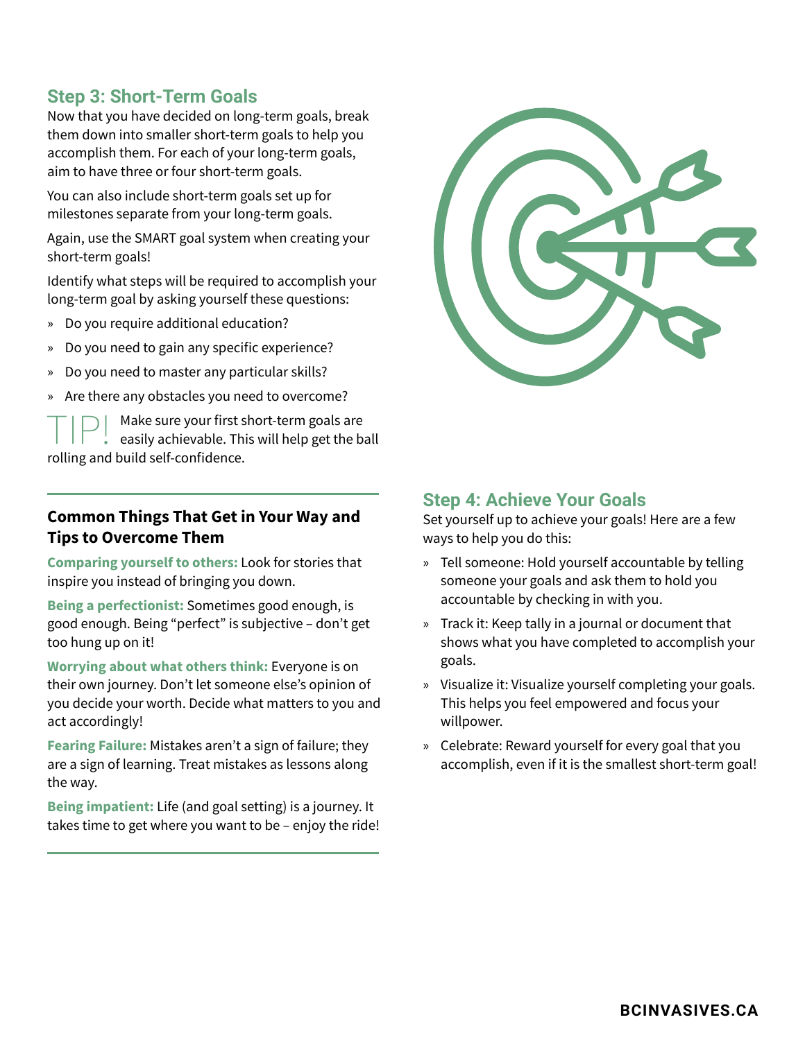## Step 3: Short-Term Goals

Now that you have decided on long-term goals, break them down into smaller short-term goals to help you accomplish them. For each of your long-term goals, aim to have three or four short-term goals.

You can also include short-term goals set up for milestones separate from your long-term goals.

Again, use the SMART goal system when creating your short-term goals!

Identify what steps will be required to accomplish your long-term goal by asking yourself these questions:

- Do you require additional education?
- Do you need to gain any specific experience?
- Do you need to master any particular skills?
- Are there any obstacles you need to overcome?

TIP! Make sure your first short-term goals are easily achievable. This will help get the ball rolling and build self-confidence.

### Common Things That Get in Your Way and Tips to Overcome Them

**Comparing yourself to others:** Look for stories that inspire you instead of bringing you down.

**Being a perfectionist:** Sometimes good enough, is good enough. Being "perfect" is subjective – don't get too hung up on it!

**Worrying about what others think:** Everyone is on their own journey. Don't let someone else's opinion of you decide your worth. Decide what matters to you and act accordingly!

**Fearing Failure:** Mistakes aren't a sign of failure; they are a sign of learning. Treat mistakes as lessons along the way.

**Being impatient:** Life (and goal setting) is a journey. It takes time to get where you want to be – enjoy the ride!

## Step 4: Achieve Your Goals

Set yourself up to achieve your goals! Here are a few ways to help you do this:

- Tell someone: Hold yourself accountable by telling someone your goals and ask them to hold you accountable by checking in with you.
- Track it: Keep tally in a journal or document that shows what you have completed to accomplish your goals.
- Visualize it: Visualize yourself completing your goals. This helps you feel empowered and focus your willpower.
- Celebrate: Reward yourself for every goal that you accomplish, even if it is the smallest short-term goal!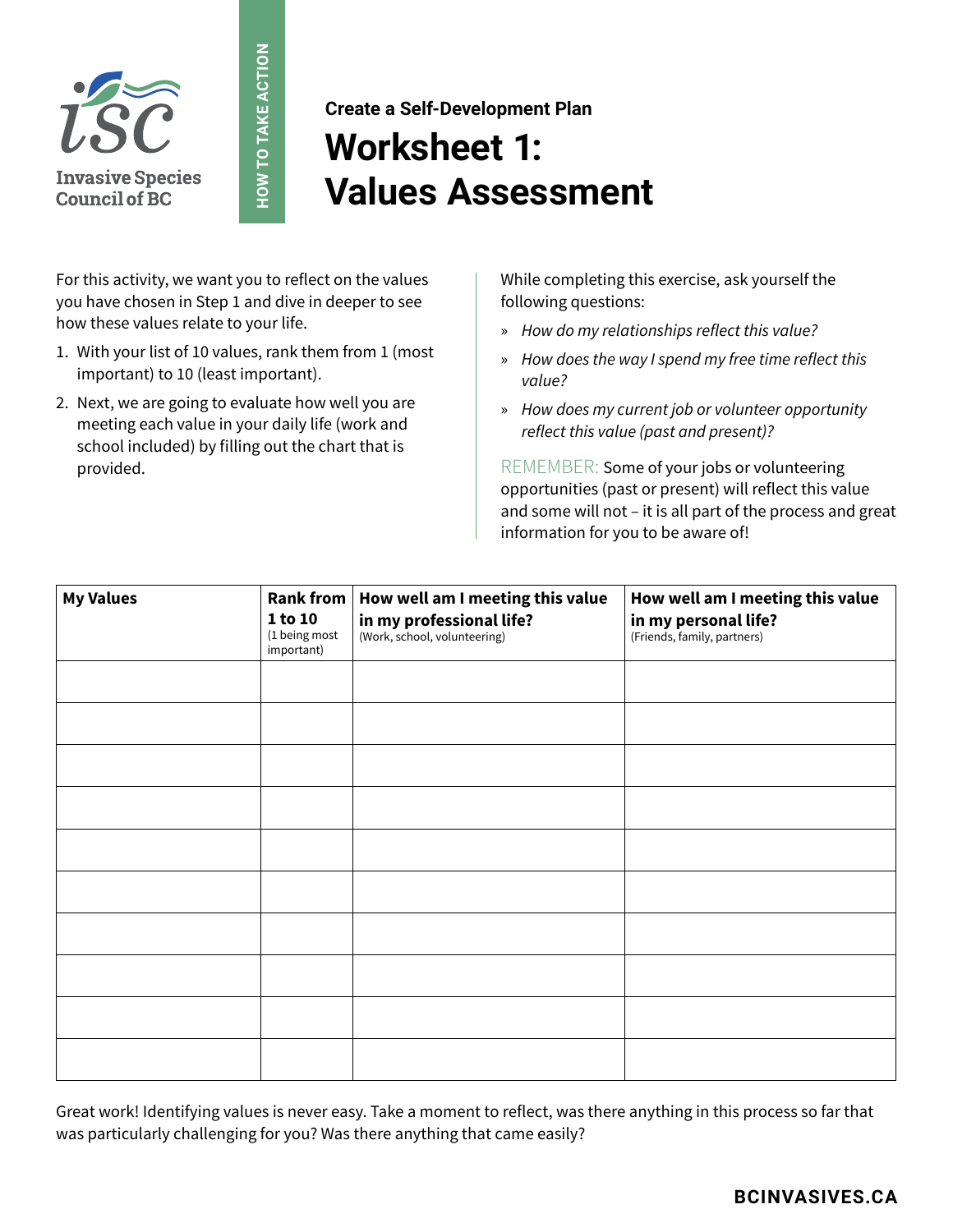Invasive Species Council of BC

HOW TO TAKE ACTION

**Create a Self-Development Plan**

# Worksheet 1: Values Assessment

For this activity, we want you to reflect on the values you have chosen in Step 1 and dive in deeper to see how these values relate to your life.

1. With your list of 10 values, rank them from 1 (most important) to 10 (least important).
2. Next, we are going to evaluate how well you are meeting each value in your daily life (work and school included) by filling out the chart that is provided.

While completing this exercise, ask yourself the following questions:

- *How do my relationships reflect this value?*
- *How does the way I spend my free time reflect this value?*
- *How does my current job or volunteer opportunity reflect this value (past and present)?*

REMEMBER: Some of your jobs or volunteering opportunities (past or present) will reflect this value and some will not – it is all part of the process and great information for you to be aware of!

| **My Values** | **Rank from 1 to 10** (1 being most important) | **How well am I meeting this value in my professional life?** (Work, school, volunteering) | **How well am I meeting this value in my personal life?** (Friends, family, partners) |
|---|---|---|---|
| | | | |
| | | | |
| | | | |
| | | | |
| | | | |
| | | | |
| | | | |
| | | | |
| | | | |
| | | | |

Great work! Identifying values is never easy. Take a moment to reflect, was there anything in this process so far that was particularly challenging for you? Was there anything that came easily?

**BCINVASIVES.CA**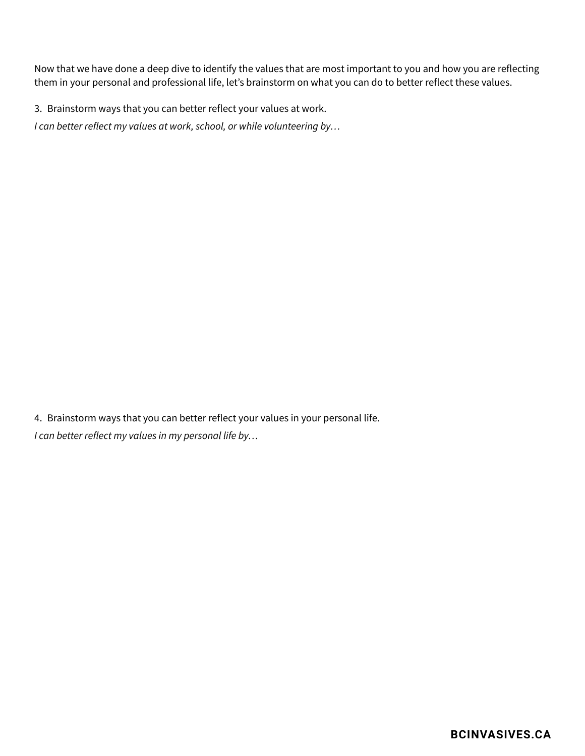Now that we have done a deep dive to identify the values that are most important to you and how you are reflecting them in your personal and professional life, let's brainstorm on what you can do to better reflect these values.

3. Brainstorm ways that you can better reflect your values at work.

*I can better reflect my values at work, school, or while volunteering by…*

4. Brainstorm ways that you can better reflect your values in your personal life.

*I can better reflect my values in my personal life by…*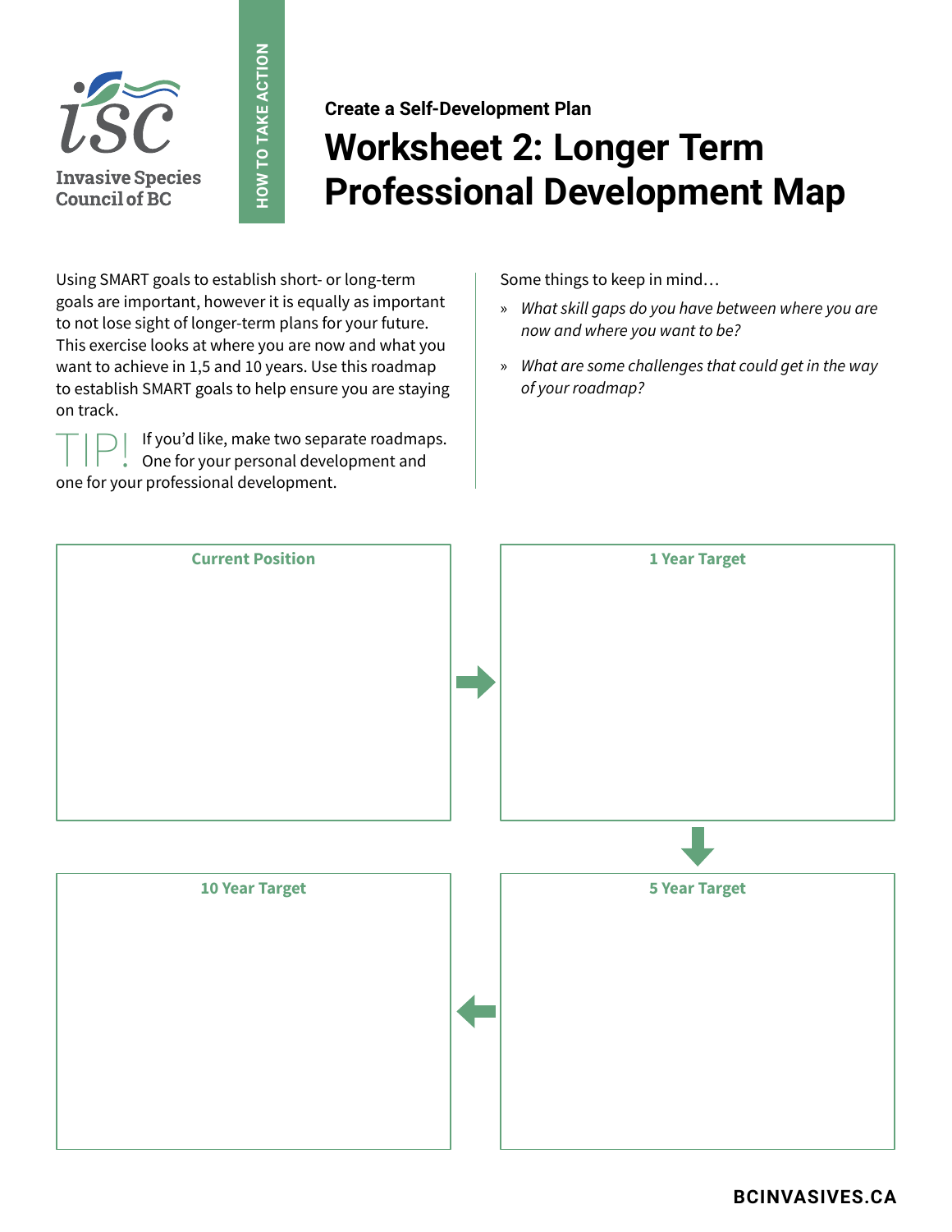Invasive Species Council of BC

HOW TO TAKE ACTION

### Create a Self-Development Plan

# Worksheet 2: Longer Term Professional Development Map

Using SMART goals to establish short- or long-term goals are important, however it is equally as important to not lose sight of longer-term plans for your future. This exercise looks at where you are now and what you want to achieve in 1,5 and 10 years. Use this roadmap to establish SMART goals to help ensure you are staying on track.

TIP! If you'd like, make two separate roadmaps. One for your personal development and one for your professional development.

Some things to keep in mind…

- *What skill gaps do you have between where you are now and where you want to be?*
- *What are some challenges that could get in the way of your roadmap?*

**Current Position**

**1 Year Target**

**5 Year Target**

**10 Year Target**

BCINVASIVES.CA